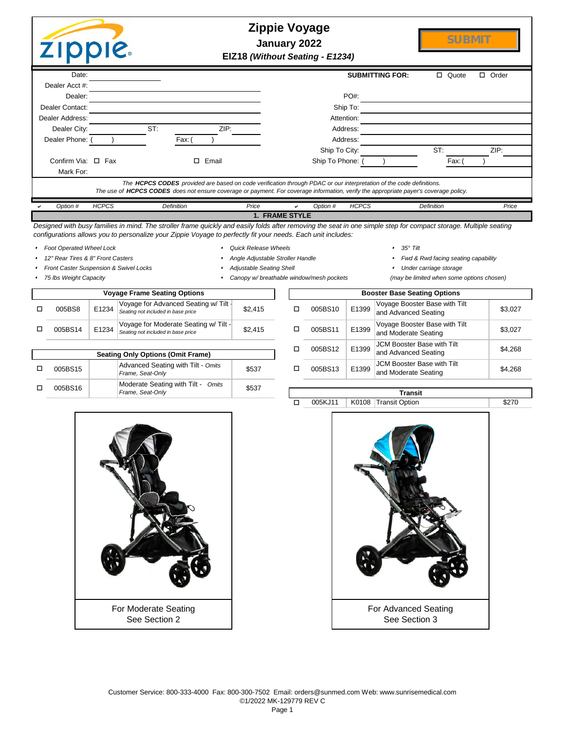# Zippie Voyage

**January 2022**

**EIZ18 *(Without Seating - E1234)***

SUBMIT

| | | | |
|---|---|---|---|
| Date: | | **SUBMITTING FOR:** | ☐ Quote ☐ Order |
| Dealer Acct #: | | | |
| Dealer: | | PO#: | |
| Dealer Contact: | | Ship To: | |
| Dealer Address: | | Attention: | |
| Dealer City: ST: ZIP: | | Address: | |
| Dealer Phone: ( ) Fax: ( ) | | Address: | |
| | | Ship To City: ST: ZIP: | |
| Confirm Via: ☐ Fax ☐ Email | | Ship To Phone: ( ) Fax: ( ) | |
| Mark For: | | | |

*The **HCPCS CODES** provided are based on code verification through PDAC or our interpretation of the code definitions.*
*The use of **HCPCS CODES** does not ensure coverage or payment. For coverage information, verify the appropriate payer's coverage policy.*

## 1. FRAME STYLE

*Designed with busy families in mind. The stroller frame quickly and easily folds after removing the seat in one simple step for compact storage. Multiple seating configurations allows you to personalize your Zippie Voyage to perfectly fit your needs. Each unit includes:*

- *Foot Operated Wheel Lock*
- *12" Rear Tires & 8" Front Casters*
- *Front Caster Suspension & Swivel Locks*
- *75 lbs Weight Capacity*
- *Quick Release Wheels*
- *Angle Adjustable Stroller Handle*
- *Adjustable Seating Shell*
- *Canopy w/ breathable window/mesh pockets*
- *35° Tilt*
- *Fwd & Rwd facing seating capability*
- *Under carriage storage*
- *(may be limited when some options chosen)*

**Voyage Frame Seating Options**

| ✔ | Option # | HCPCS | Definition | Price |
|---|---|---|---|---|
| ☐ | 005BS8 | E1234 | Voyage for Advanced Seating w/ Tilt - *Seating not included in base price* | $2,415 |
| ☐ | 005BS14 | E1234 | Voyage for Moderate Seating w/ Tilt - *Seating not included in base price* | $2,415 |

**Seating Only Options (Omit Frame)**

| ✔ | Option # | HCPCS | Definition | Price |
|---|---|---|---|---|
| ☐ | 005BS15 | | Advanced Seating with Tilt - *Omits Frame, Seat-Only* | $537 |
| ☐ | 005BS16 | | Moderate Seating with Tilt - *Omits Frame, Seat-Only* | $537 |

**Booster Base Seating Options**

| ✔ | Option # | HCPCS | Definition | Price |
|---|---|---|---|---|
| ☐ | 005BS10 | E1399 | Voyage Booster Base with Tilt and Advanced Seating | $3,027 |
| ☐ | 005BS11 | E1399 | Voyage Booster Base with Tilt and Moderate Seating | $3,027 |
| ☐ | 005BS12 | E1399 | JCM Booster Base with Tilt and Advanced Seating | $4,268 |
| ☐ | 005BS13 | E1399 | JCM Booster Base with Tilt and Moderate Seating | $4,268 |

**Transit**

| ✔ | Option # | HCPCS | Definition | Price |
|---|---|---|---|---|
| ☐ | 005KJ11 | K0108 | Transit Option | $270 |

For Moderate Seating
See Section 2

For Advanced Seating
See Section 3

Customer Service: 800-333-4000 Fax: 800-300-7502 Email: orders@sunmed.com Web: www.sunrisemedical.com
©1/2022 MK-129779 REV C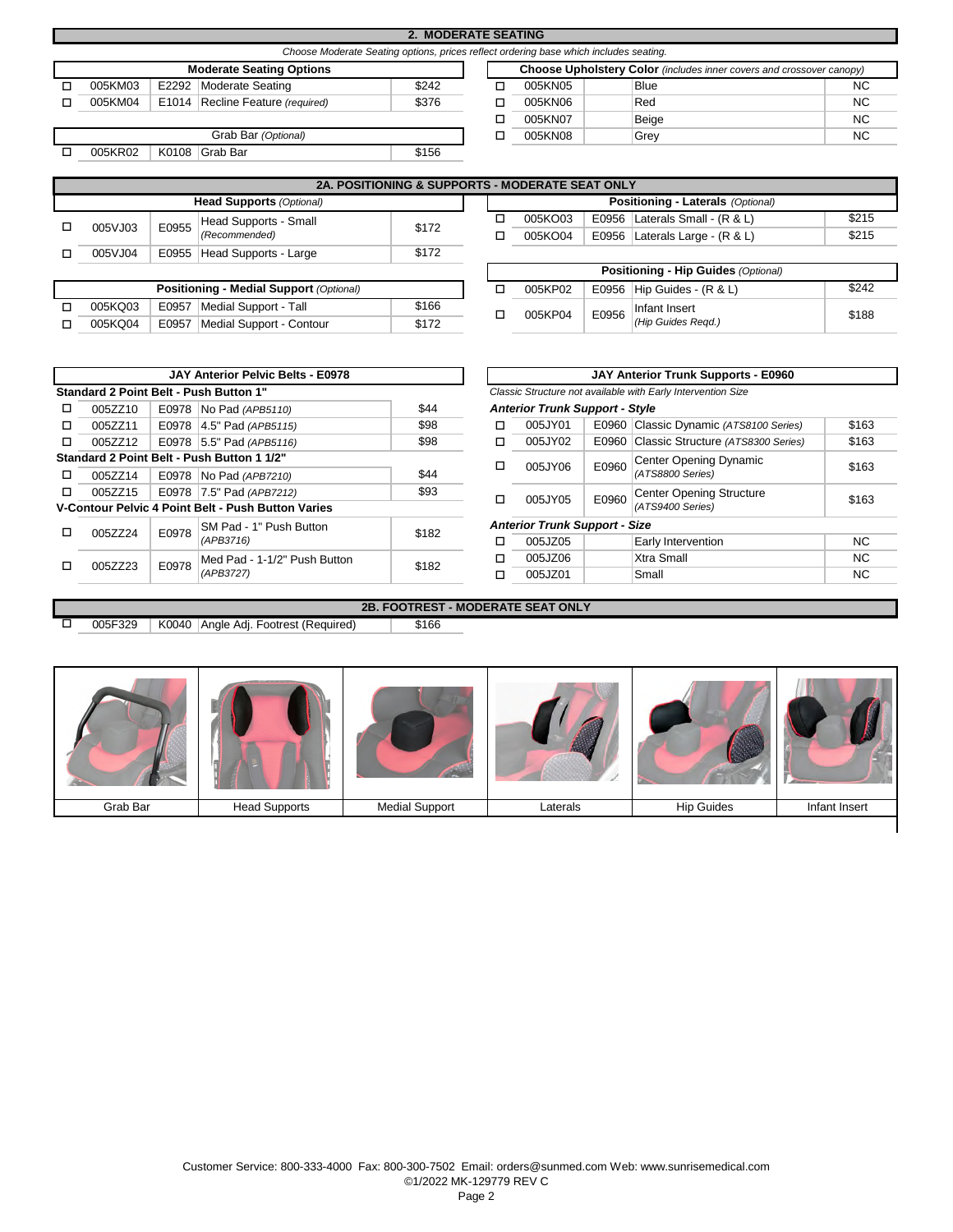## 2. MODERATE SEATING

*Choose Moderate Seating options, prices reflect ordering base which includes seating.*

| | Moderate Seating Options | | | |
|---|---|---|---|---|
| ☐ | 005KM03 | E2292 | Moderate Seating | $242 |
| ☐ | 005KM04 | E1014 | Recline Feature *(required)* | $376 |

| | Grab Bar *(Optional)* | | | |
|---|---|---|---|---|
| ☐ | 005KR02 | K0108 | Grab Bar | $156 |

| | Choose Upholstery Color *(includes inner covers and crossover canopy)* | | | |
|---|---|---|---|---|
| ☐ | 005KN05 | | Blue | NC |
| ☐ | 005KN06 | | Red | NC |
| ☐ | 005KN07 | | Beige | NC |
| ☐ | 005KN08 | | Grey | NC |

## 2A. POSITIONING & SUPPORTS - MODERATE SEAT ONLY

| | Head Supports *(Optional)* | | | |
|---|---|---|---|---|
| ☐ | 005VJ03 | E0955 | Head Supports - Small *(Recommended)* | $172 |
| ☐ | 005VJ04 | E0955 | Head Supports - Large | $172 |

| | Positioning - Medial Support *(Optional)* | | | |
|---|---|---|---|---|
| ☐ | 005KQ03 | E0957 | Medial Support - Tall | $166 |
| ☐ | 005KQ04 | E0957 | Medial Support - Contour | $172 |

| | Positioning - Laterals *(Optional)* | | | |
|---|---|---|---|---|
| ☐ | 005KO03 | E0956 | Laterals Small - (R & L) | $215 |
| ☐ | 005KO04 | E0956 | Laterals Large - (R & L) | $215 |

| | Positioning - Hip Guides *(Optional)* | | | |
|---|---|---|---|---|
| ☐ | 005KP02 | E0956 | Hip Guides - (R & L) | $242 |
| ☐ | 005KP04 | E0956 | Infant Insert *(Hip Guides Reqd.)* | $188 |

| | JAY Anterior Pelvic Belts - E0978 | | | |
|---|---|---|---|---|
| | **Standard 2 Point Belt - Push Button 1"** | | | |
| ☐ | 005ZZ10 | E0978 | No Pad *(APB5110)* | $44 |
| ☐ | 005ZZ11 | E0978 | 4.5" Pad *(APB5115)* | $98 |
| ☐ | 005ZZ12 | E0978 | 5.5" Pad *(APB5116)* | $98 |
| | **Standard 2 Point Belt - Push Button 1 1/2"** | | | |
| ☐ | 005ZZ14 | E0978 | No Pad *(APB7210)* | $44 |
| ☐ | 005ZZ15 | E0978 | 7.5" Pad *(APB7212)* | $93 |
| | **V-Contour Pelvic 4 Point Belt - Push Button Varies** | | | |
| ☐ | 005ZZ24 | E0978 | SM Pad - 1" Push Button *(APB3716)* | $182 |
| ☐ | 005ZZ23 | E0978 | Med Pad - 1-1/2" Push Button *(APB3727)* | $182 |

| | JAY Anterior Trunk Supports - E0960 | | | |
|---|---|---|---|---|
| | *Classic Structure not available with Early Intervention Size* | | | |
| | ***Anterior Trunk Support - Style*** | | | |
| ☐ | 005JY01 | E0960 | Classic Dynamic *(ATS8100 Series)* | $163 |
| ☐ | 005JY02 | E0960 | Classic Structure *(ATS8300 Series)* | $163 |
| ☐ | 005JY06 | E0960 | Center Opening Dynamic *(ATS8800 Series)* | $163 |
| ☐ | 005JY05 | E0960 | Center Opening Structure *(ATS9400 Series)* | $163 |
| | ***Anterior Trunk Support - Size*** | | | |
| ☐ | 005JZ05 | | Early Intervention | NC |
| ☐ | 005JZ06 | | Xtra Small | NC |
| ☐ | 005JZ01 | | Small | NC |

## 2B. FOOTREST - MODERATE SEAT ONLY

| ☐ | 005F329 | K0040 | Angle Adj. Footrest (Required) | $166 |
|---|---|---|---|---|

| Grab Bar | Head Supports | Medial Support | Laterals | Hip Guides | Infant Insert |
|---|---|---|---|---|---|

Customer Service: 800-333-4000 Fax: 800-300-7502 Email: orders@sunmed.com Web: www.sunrisemedical.com
©1/2022 MK-129779 REV C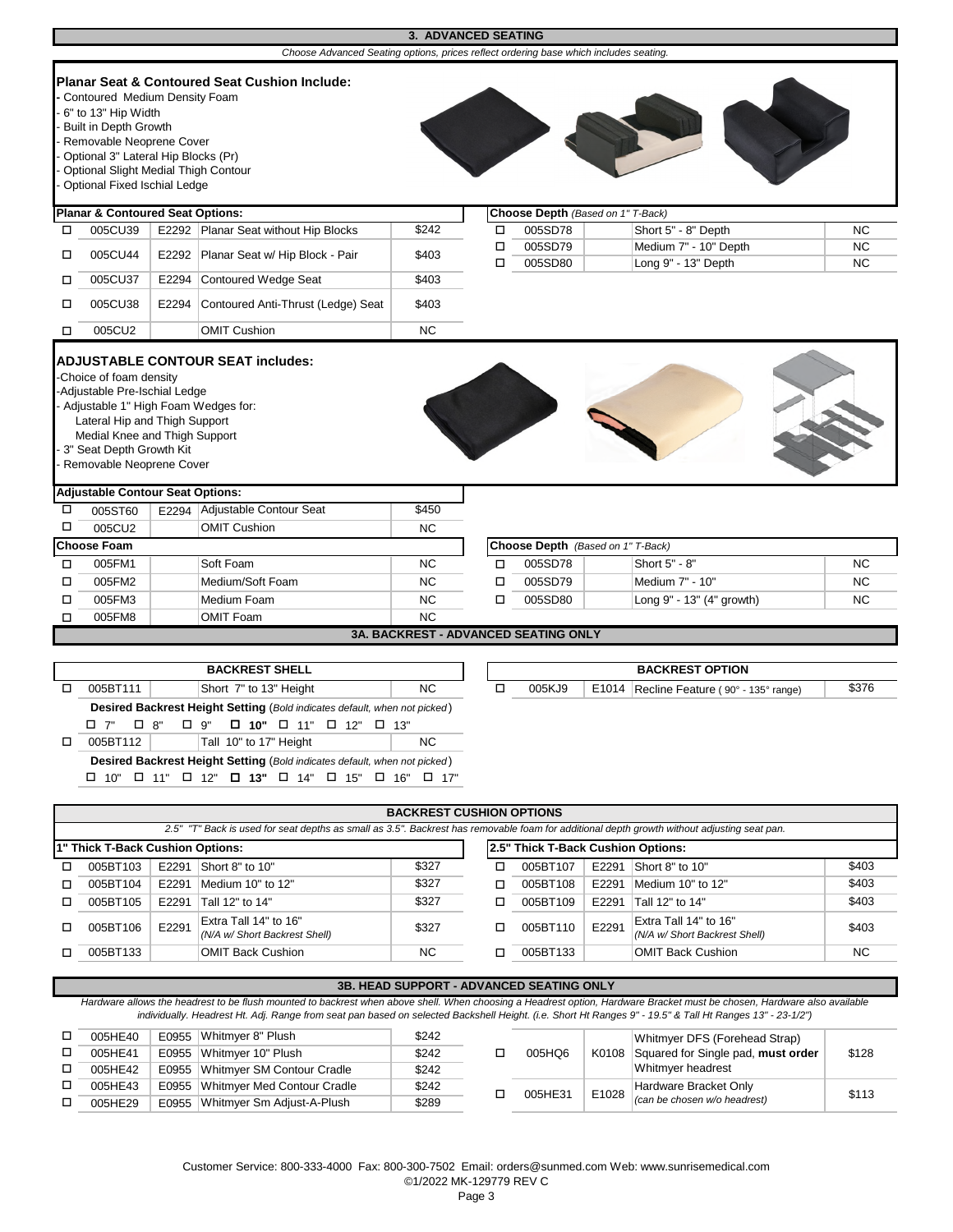## 3. ADVANCED SEATING

*Choose Advanced Seating options, prices reflect ordering base which includes seating.*

**Planar Seat & Contoured Seat Cushion Include:**
- Contoured Medium Density Foam
- 6" to 13" Hip Width
- Built in Depth Growth
- Removable Neoprene Cover
- Optional 3" Lateral Hip Blocks (Pr)
- Optional Slight Medial Thigh Contour
- Optional Fixed Ischial Ledge

| | Planar & Contoured Seat Options: | | | |
|---|---|---|---|---|
| ☐ | 005CU39 | E2292 | Planar Seat without Hip Blocks | $242 |
| ☐ | 005CU44 | E2292 | Planar Seat w/ Hip Block - Pair | $403 |
| ☐ | 005CU37 | E2294 | Contoured Wedge Seat | $403 |
| ☐ | 005CU38 | E2294 | Contoured Anti-Thrust (Ledge) Seat | $403 |
| ☐ | 005CU2 | | OMIT Cushion | NC |

| | Choose Depth *(Based on 1" T-Back)* | | | |
|---|---|---|---|---|
| ☐ | 005SD78 | | Short 5" - 8" Depth | NC |
| ☐ | 005SD79 | | Medium 7" - 10" Depth | NC |
| ☐ | 005SD80 | | Long 9" - 13" Depth | NC |

**ADJUSTABLE CONTOUR SEAT includes:**
- Choice of foam density
- Adjustable Pre-Ischial Ledge
- Adjustable 1" High Foam Wedges for:
  - Lateral Hip and Thigh Support
  - Medial Knee and Thigh Support
- 3" Seat Depth Growth Kit
- Removable Neoprene Cover

| | Adjustable Contour Seat Options: | | | |
|---|---|---|---|---|
| ☐ | 005ST60 | E2294 | Adjustable Contour Seat | $450 |
| ☐ | 005CU2 | | OMIT Cushion | NC |

| | Choose Foam | | | |
|---|---|---|---|---|
| ☐ | 005FM1 | | Soft Foam | NC |
| ☐ | 005FM2 | | Medium/Soft Foam | NC |
| ☐ | 005FM3 | | Medium Foam | NC |
| ☐ | 005FM8 | | OMIT Foam | NC |

| | Choose Depth *(Based on 1" T-Back)* | | | |
|---|---|---|---|---|
| ☐ | 005SD78 | | Short 5" - 8" | NC |
| ☐ | 005SD79 | | Medium 7" - 10" | NC |
| ☐ | 005SD80 | | Long 9" - 13" (4" growth) | NC |

## 3A. BACKREST - ADVANCED SEATING ONLY

**BACKREST SHELL**

| | | | | |
|---|---|---|---|---|
| ☐ | 005BT111 | | Short 7" to 13" Height | NC |
| | **Desired Backrest Height Setting** *(Bold indicates default, when not picked)* ☐ 7" ☐ 8" ☐ 9" ☐ **10"** ☐ 11" ☐ 12" ☐ 13" | | | |
| ☐ | 005BT112 | | Tall 10" to 17" Height | NC |
| | **Desired Backrest Height Setting** *(Bold indicates default, when not picked)* ☐ 10" ☐ 11" ☐ 12" ☐ **13"** ☐ 14" ☐ 15" ☐ 16" ☐ 17" | | | |

**BACKREST OPTION**

| | | | | |
|---|---|---|---|---|
| ☐ | 005KJ9 | E1014 | Recline Feature ( 90° - 135° range) | $376 |

**BACKREST CUSHION OPTIONS**

*2.5" "T" Back is used for seat depths as small as 3.5". Backrest has removable foam for additional depth growth without adjusting seat pan.*

| | 1" Thick T-Back Cushion Options: | | | |
|---|---|---|---|---|
| ☐ | 005BT103 | E2291 | Short 8" to 10" | $327 |
| ☐ | 005BT104 | E2291 | Medium 10" to 12" | $327 |
| ☐ | 005BT105 | E2291 | Tall 12" to 14" | $327 |
| ☐ | 005BT106 | E2291 | Extra Tall 14" to 16" *(N/A w/ Short Backrest Shell)* | $327 |
| ☐ | 005BT133 | | OMIT Back Cushion | NC |

| | 2.5" Thick T-Back Cushion Options: | | | |
|---|---|---|---|---|
| ☐ | 005BT107 | E2291 | Short 8" to 10" | $403 |
| ☐ | 005BT108 | E2291 | Medium 10" to 12" | $403 |
| ☐ | 005BT109 | E2291 | Tall 12" to 14" | $403 |
| ☐ | 005BT110 | E2291 | Extra Tall 14" to 16" *(N/A w/ Short Backrest Shell)* | $403 |
| ☐ | 005BT133 | | OMIT Back Cushion | NC |

## 3B. HEAD SUPPORT - ADVANCED SEATING ONLY

*Hardware allows the headrest to be flush mounted to backrest when above shell. When choosing a Headrest option, Hardware Bracket must be chosen, Hardware also available individually. Headrest Ht. Adj. Range from seat pan based on selected Backshell Height. (i.e. Short Ht Ranges 9" - 19.5" & Tall Ht Ranges 13" - 23-1/2")*

| | | | | |
|---|---|---|---|---|
| ☐ | 005HE40 | E0955 | Whitmyer 8" Plush | $242 |
| ☐ | 005HE41 | E0955 | Whitmyer 10" Plush | $242 |
| ☐ | 005HE42 | E0955 | Whitmyer SM Contour Cradle | $242 |
| ☐ | 005HE43 | E0955 | Whitmyer Med Contour Cradle | $242 |
| ☐ | 005HE29 | E0955 | Whitmyer Sm Adjust-A-Plush | $289 |

| | | | | |
|---|---|---|---|---|
| ☐ | 005HQ6 | K0108 | Whitmyer DFS (Forehead Strap) Squared for Single pad, **must order** Whitmyer headrest | $128 |
| ☐ | 005HE31 | E1028 | Hardware Bracket Only *(can be chosen w/o headrest)* | $113 |

Customer Service: 800-333-4000 Fax: 800-300-7502 Email: orders@sunmed.com Web: www.sunrisemedical.com
©1/2022 MK-129779 REV C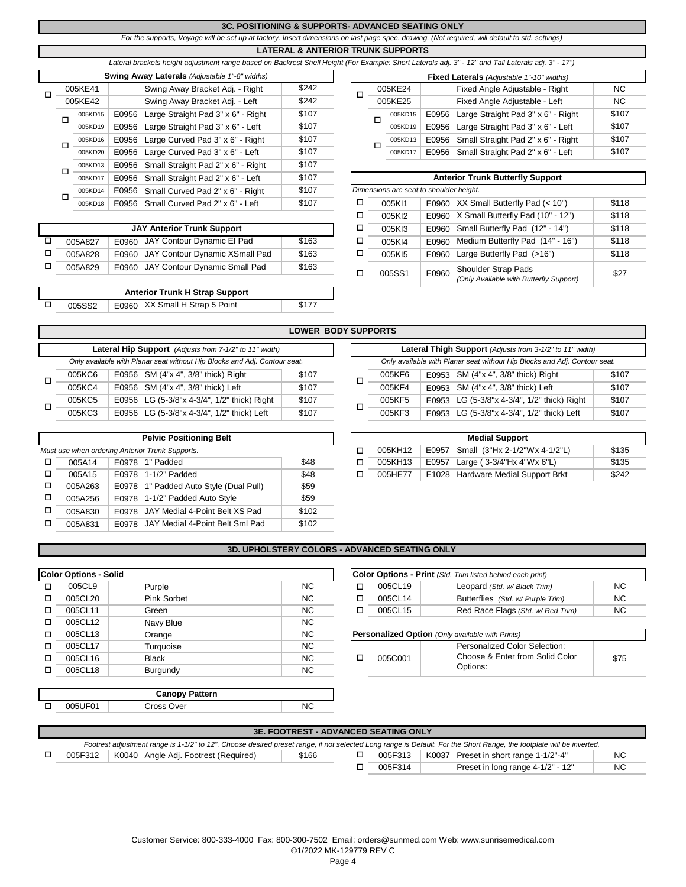## 3C. POSITIONING & SUPPORTS- ADVANCED SEATING ONLY

*For the supports, Voyage will be set up at factory. Insert dimensions on last page spec. drawing. (Not required, will default to std. settings)*

### LATERAL & ANTERIOR TRUNK SUPPORTS

*Lateral brackets height adjustment range based on Backrest Shell Height (For Example: Short Laterals adj. 3" - 12" and Tall Laterals adj. 3" - 17")*

| | **Swing Away Laterals** *(Adjustable 1"-8" widths)* | | | |
|---|---|---|---|---|
| ☐ | 005KE41 | | Swing Away Bracket Adj. - Right | $242 |
| | 005KE42 | | Swing Away Bracket Adj. - Left | $242 |
| ☐ | 005KD15 | E0956 | Large Straight Pad 3" x 6" - Right | $107 |
| | 005KD19 | E0956 | Large Straight Pad 3" x 6" - Left | $107 |
| ☐ | 005KD16 | E0956 | Large Curved Pad 3" x 6" - Right | $107 |
| | 005KD20 | E0956 | Large Curved Pad 3" x 6" - Left | $107 |
| ☐ | 005KD13 | E0956 | Small Straight Pad 2" x 6" - Right | $107 |
| | 005KD17 | E0956 | Small Straight Pad 2" x 6" - Left | $107 |
| ☐ | 005KD14 | E0956 | Small Curved Pad 2" x 6" - Right | $107 |
| | 005KD18 | E0956 | Small Curved Pad 2" x 6" - Left | $107 |

| | **Fixed Laterals** *(Adjustable 1"-10" widths)* | | | |
|---|---|---|---|---|
| ☐ | 005KE24 | | Fixed Angle Adjustable - Right | NC |
| | 005KE25 | | Fixed Angle Adjustable - Left | NC |
| ☐ | 005KD15 | E0956 | Large Straight Pad 3" x 6" - Right | $107 |
| | 005KD19 | E0956 | Large Straight Pad 3" x 6" - Left | $107 |
| ☐ | 005KD13 | E0956 | Small Straight Pad 2" x 6" - Right | $107 |
| | 005KD17 | E0956 | Small Straight Pad 2" x 6" - Left | $107 |

| | **JAY Anterior Trunk Support** | | | |
|---|---|---|---|---|
| ☐ | 005A827 | E0960 | JAY Contour Dynamic El Pad | $163 |
| ☐ | 005A828 | E0960 | JAY Contour Dynamic XSmall Pad | $163 |
| ☐ | 005A829 | E0960 | JAY Contour Dynamic Small Pad | $163 |

| | **Anterior Trunk Butterfly Support** | | | |
|---|---|---|---|---|
| | *Dimensions are seat to shoulder height.* | | | |
| ☐ | 005KI1 | E0960 | XX Small Butterfly Pad (< 10") | $118 |
| ☐ | 005KI2 | E0960 | X Small Butterfly Pad (10" - 12") | $118 |
| ☐ | 005KI3 | E0960 | Small Butterfly Pad (12" - 14") | $118 |
| ☐ | 005KI4 | E0960 | Medium Butterfly Pad (14" - 16") | $118 |
| ☐ | 005KI5 | E0960 | Large Butterfly Pad (>16") | $118 |
| ☐ | 005SS1 | E0960 | Shoulder Strap Pads *(Only Available with Butterfly Support)* | $27 |

| | **Anterior Trunk H Strap Support** | | | |
|---|---|---|---|---|
| ☐ | 005SS2 | E0960 | XX Small H Strap 5 Point | $177 |

### LOWER BODY SUPPORTS

| | **Lateral Hip Support** *(Adjusts from 7-1/2" to 11" width)* | | | |
|---|---|---|---|---|
| | *Only available with Planar seat without Hip Blocks and Adj. Contour seat.* | | | |
| ☐ | 005KC6 | E0956 | SM (4"x 4", 3/8" thick) Right | $107 |
| | 005KC4 | E0956 | SM (4"x 4", 3/8" thick) Left | $107 |
| ☐ | 005KC5 | E0956 | LG (5-3/8"x 4-3/4", 1/2" thick) Right | $107 |
| | 005KC3 | E0956 | LG (5-3/8"x 4-3/4", 1/2" thick) Left | $107 |

| | **Lateral Thigh Support** *(Adjusts from 3-1/2" to 11" width)* | | | |
|---|---|---|---|---|
| | *Only available with Planar seat without Hip Blocks and Adj. Contour seat.* | | | |
| ☐ | 005KF6 | E0953 | SM (4"x 4", 3/8" thick) Right | $107 |
| | 005KF4 | E0953 | SM (4"x 4", 3/8" thick) Left | $107 |
| ☐ | 005KF5 | E0953 | LG (5-3/8"x 4-3/4", 1/2" thick) Right | $107 |
| | 005KF3 | E0953 | LG (5-3/8"x 4-3/4", 1/2" thick) Left | $107 |

| | **Pelvic Positioning Belt** | | | |
|---|---|---|---|---|
| | *Must use when ordering Anterior Trunk Supports.* | | | |
| ☐ | 005A14 | E0978 | 1" Padded | $48 |
| ☐ | 005A15 | E0978 | 1-1/2" Padded | $48 |
| ☐ | 005A263 | E0978 | 1" Padded Auto Style (Dual Pull) | $59 |
| ☐ | 005A256 | E0978 | 1-1/2" Padded Auto Style | $59 |
| ☐ | 005A830 | E0978 | JAY Medial 4-Point Belt XS Pad | $102 |
| ☐ | 005A831 | E0978 | JAY Medial 4-Point Belt Sml Pad | $102 |

| | **Medial Support** | | | |
|---|---|---|---|---|
| ☐ | 005KH12 | E0957 | Small (3"Hx 2-1/2"Wx 4-1/2"L) | $135 |
| ☐ | 005KH13 | E0957 | Large ( 3-3/4"Hx 4"Wx 6"L) | $135 |
| ☐ | 005HE77 | E1028 | Hardware Medial Support Brkt | $242 |

## 3D. UPHOLSTERY COLORS - ADVANCED SEATING ONLY

| | **Color Options - Solid** | | | |
|---|---|---|---|---|
| ☐ | 005CL9 | | Purple | NC |
| ☐ | 005CL20 | | Pink Sorbet | NC |
| ☐ | 005CL11 | | Green | NC |
| ☐ | 005CL12 | | Navy Blue | NC |
| ☐ | 005CL13 | | Orange | NC |
| ☐ | 005CL17 | | Turquoise | NC |
| ☐ | 005CL16 | | Black | NC |
| ☐ | 005CL18 | | Burgundy | NC |

| | **Color Options - Print** *(Std. Trim listed behind each print)* | | | |
|---|---|---|---|---|
| ☐ | 005CL19 | | Leopard *(Std. w/ Black Trim)* | NC |
| ☐ | 005CL14 | | Butterflies *(Std. w/ Purple Trim)* | NC |
| ☐ | 005CL15 | | Red Race Flags *(Std. w/ Red Trim)* | NC |

| | **Personalized Option** *(Only available with Prints)* | | | |
|---|---|---|---|---|
| ☐ | 005C001 | | Personalized Color Selection: Choose & Enter from Solid Color Options: | $75 |

| | **Canopy Pattern** | | | |
|---|---|---|---|---|
| ☐ | 005UF01 | | Cross Over | NC |

## 3E. FOOTREST - ADVANCED SEATING ONLY

*Footrest adjustment range is 1-1/2" to 12". Choose desired preset range, if not selected Long range is Default. For the Short Range, the footplate will be inverted.*

| | | | | |
|---|---|---|---|---|
| ☐ | 005F312 | K0040 | Angle Adj. Footrest (Required) | $166 |
| ☐ | 005F313 | K0037 | Preset in short range 1-1/2"-4" | NC |
| ☐ | 005F314 | | Preset in long range 4-1/2" - 12" | NC |

Customer Service: 800-333-4000 Fax: 800-300-7502 Email: orders@sunmed.com Web: www.sunrisemedical.com
©1/2022 MK-129779 REV C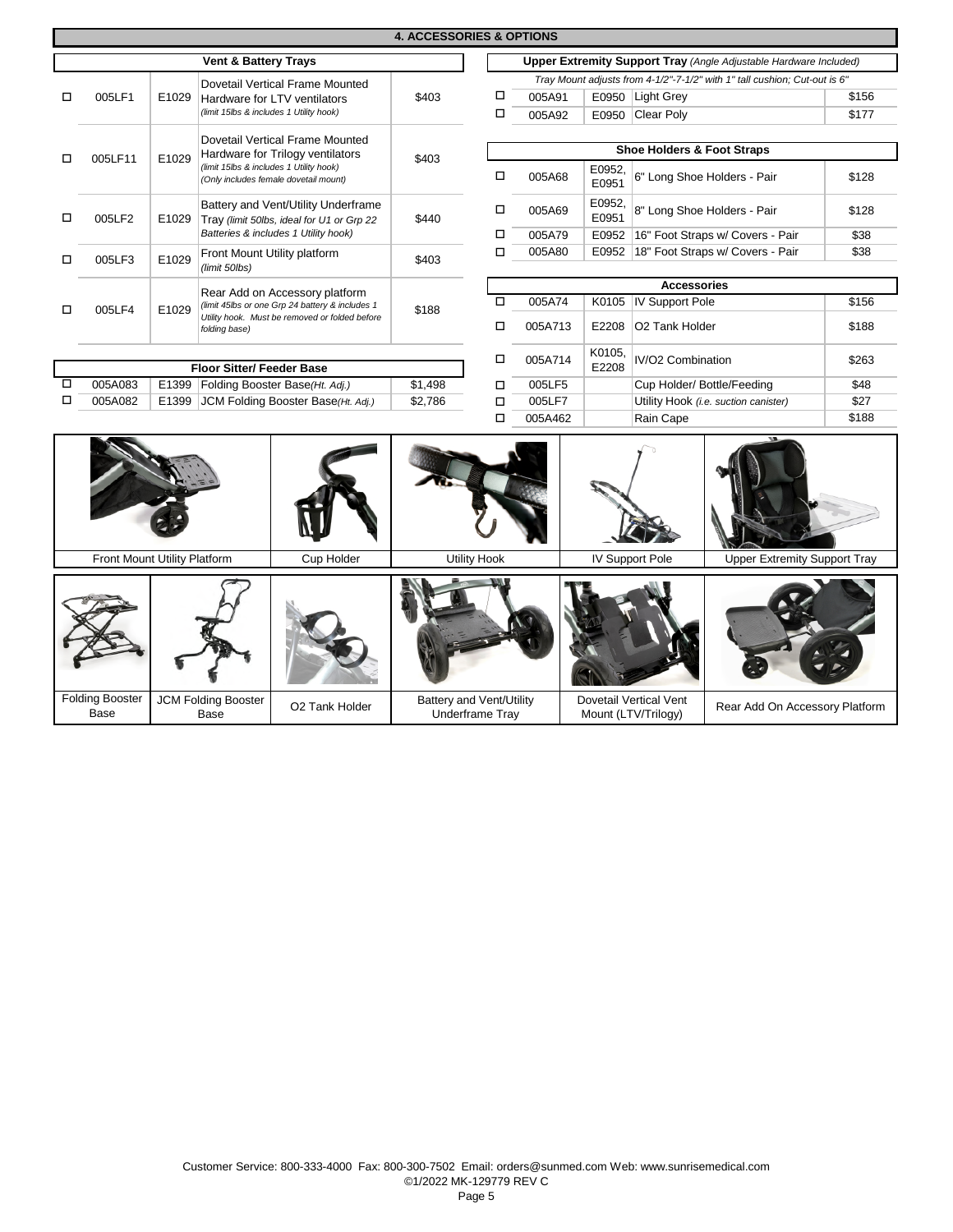## 4. ACCESSORIES & OPTIONS

### Vent & Battery Trays

| ☐ | Part # | Code | Description | Price |
|---|---|---|---|---|
| ☐ | 005LF1 | E1029 | Dovetail Vertical Frame Mounted Hardware for LTV ventilators *(limit 15lbs & includes 1 Utility hook)* | $403 |
| ☐ | 005LF11 | E1029 | Dovetail Vertical Frame Mounted Hardware for Trilogy ventilators *(limit 15lbs & includes 1 Utility hook) (Only includes female dovetail mount)* | $403 |
| ☐ | 005LF2 | E1029 | Battery and Vent/Utility Underframe Tray *(limit 50lbs, ideal for U1 or Grp 22 Batteries & includes 1 Utility hook)* | $440 |
| ☐ | 005LF3 | E1029 | Front Mount Utility platform *(limit 50lbs)* | $403 |
| ☐ | 005LF4 | E1029 | Rear Add on Accessory platform *(limit 45lbs or one Grp 24 battery & includes 1 Utility hook. Must be removed or folded before folding base)* | $188 |

### Floor Sitter/ Feeder Base

| ☐ | Part # | Code | Description | Price |
|---|---|---|---|---|
| ☐ | 005A083 | E1399 | Folding Booster Base*(Ht. Adj.)* | $1,498 |
| ☐ | 005A082 | E1399 | JCM Folding Booster Base*(Ht. Adj.)* | $2,786 |

### Upper Extremity Support Tray *(Angle Adjustable Hardware Included)*

*Tray Mount adjusts from 4-1/2"-7-1/2" with 1" tall cushion; Cut-out is 6"*

| ☐ | Part # | Code | Description | Price |
|---|---|---|---|---|
| ☐ | 005A91 | E0950 | Light Grey | $156 |
| ☐ | 005A92 | E0950 | Clear Poly | $177 |

### Shoe Holders & Foot Straps

| ☐ | Part # | Code | Description | Price |
|---|---|---|---|---|
| ☐ | 005A68 | E0952, E0951 | 6" Long Shoe Holders - Pair | $128 |
| ☐ | 005A69 | E0952, E0951 | 8" Long Shoe Holders - Pair | $128 |
| ☐ | 005A79 | E0952 | 16" Foot Straps w/ Covers - Pair | $38 |
| ☐ | 005A80 | E0952 | 18" Foot Straps w/ Covers - Pair | $38 |

### Accessories

| ☐ | Part # | Code | Description | Price |
|---|---|---|---|---|
| ☐ | 005A74 | K0105 | IV Support Pole | $156 |
| ☐ | 005A713 | E2208 | O2 Tank Holder | $188 |
| ☐ | 005A714 | K0105, E2208 | IV/O2 Combination | $263 |
| ☐ | 005LF5 | | Cup Holder/ Bottle/Feeding | $48 |
| ☐ | 005LF7 | | Utility Hook *(i.e. suction canister)* | $27 |
| ☐ | 005A462 | | Rain Cape | $188 |

Front Mount Utility Platform | Cup Holder | Utility Hook | IV Support Pole | Upper Extremity Support Tray

Folding Booster Base | JCM Folding Booster Base | O2 Tank Holder | Battery and Vent/Utility Underframe Tray | Dovetail Vertical Vent Mount (LTV/Trilogy) | Rear Add On Accessory Platform

Customer Service: 800-333-4000 Fax: 800-300-7502 Email: orders@sunmed.com Web: www.sunrisemedical.com
©1/2022 MK-129779 REV C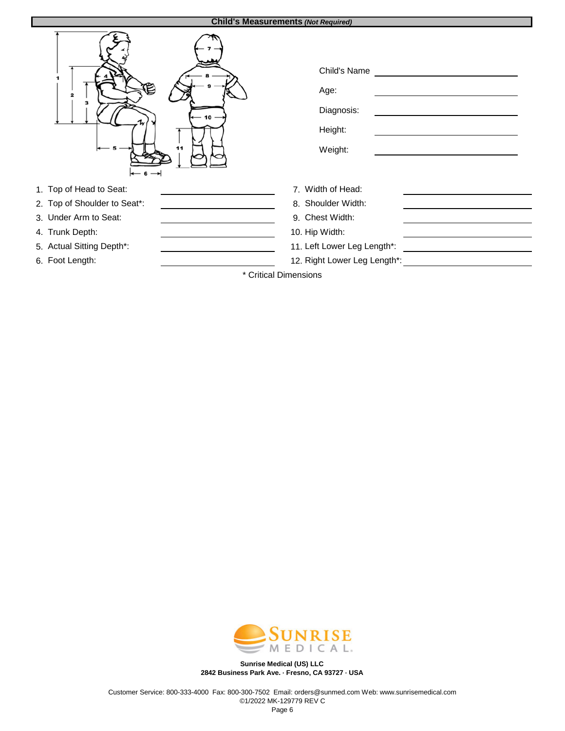## Child's Measurements *(Not Required)*

Child's Name ______________________

Age: ______________________

Diagnosis: ______________________

Height: ______________________

Weight: ______________________

1. Top of Head to Seat: ______________________
2. Top of Shoulder to Seat*: ______________________
3. Under Arm to Seat: ______________________
4. Trunk Depth: ______________________
5. Actual Sitting Depth*: ______________________
6. Foot Length: ______________________
7. Width of Head: ______________________
8. Shoulder Width: ______________________
9. Chest Width: ______________________
10. Hip Width: ______________________
11. Left Lower Leg Length*: ______________________
12. Right Lower Leg Length*: ______________________

\* Critical Dimensions

**Sunrise Medical (US) LLC**
**2842 Business Park Ave. · Fresno, CA 93727 · USA**

Customer Service: 800-333-4000 Fax: 800-300-7502 Email: orders@sunmed.com Web: www.sunrisemedical.com
©1/2022 MK-129779 REV C